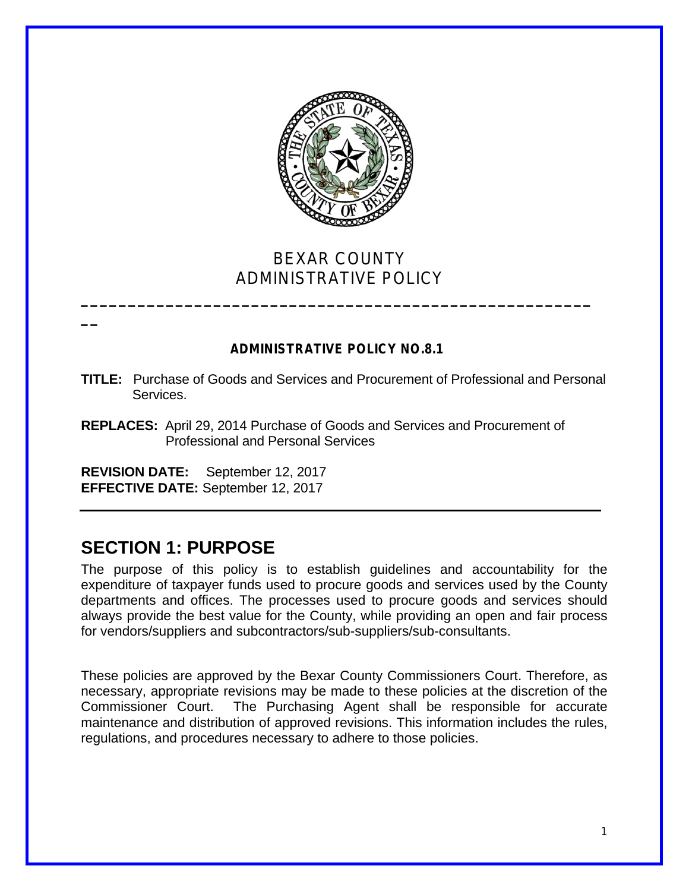BEXAR COUNTY
ADMINISTRATIVE POLICY

**ADMINISTRATIVE POLICY NO.8.1**

**TITLE:** Purchase of Goods and Services and Procurement of Professional and Personal Services.

**REPLACES:** April 29, 2014 Purchase of Goods and Services and Procurement of Professional and Personal Services

**REVISION DATE:** September 12, 2017
**EFFECTIVE DATE:** September 12, 2017

## SECTION 1: PURPOSE

The purpose of this policy is to establish guidelines and accountability for the expenditure of taxpayer funds used to procure goods and services used by the County departments and offices. The processes used to procure goods and services should always provide the best value for the County, while providing an open and fair process for vendors/suppliers and subcontractors/sub-suppliers/sub-consultants.

These policies are approved by the Bexar County Commissioners Court. Therefore, as necessary, appropriate revisions may be made to these policies at the discretion of the Commissioner Court. The Purchasing Agent shall be responsible for accurate maintenance and distribution of approved revisions. This information includes the rules, regulations, and procedures necessary to adhere to those policies.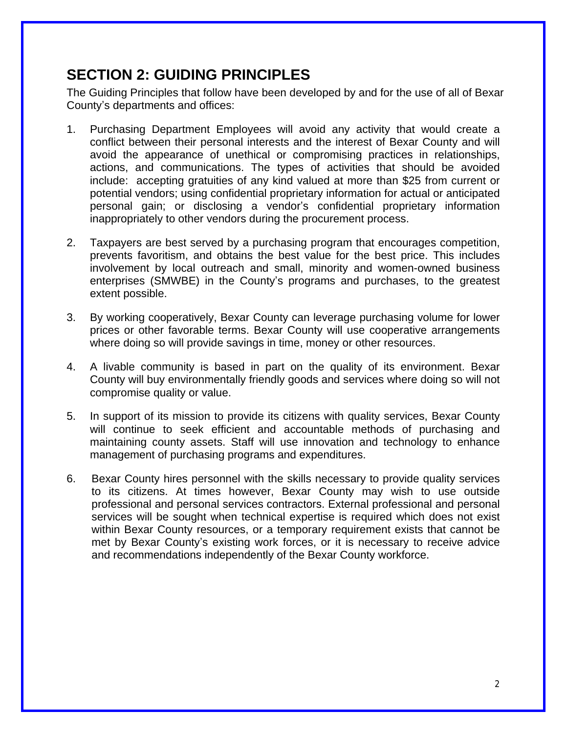## SECTION 2: GUIDING PRINCIPLES

The Guiding Principles that follow have been developed by and for the use of all of Bexar County's departments and offices:

1. Purchasing Department Employees will avoid any activity that would create a conflict between their personal interests and the interest of Bexar County and will avoid the appearance of unethical or compromising practices in relationships, actions, and communications. The types of activities that should be avoided include: accepting gratuities of any kind valued at more than $25 from current or potential vendors; using confidential proprietary information for actual or anticipated personal gain; or disclosing a vendor's confidential proprietary information inappropriately to other vendors during the procurement process.

2. Taxpayers are best served by a purchasing program that encourages competition, prevents favoritism, and obtains the best value for the best price. This includes involvement by local outreach and small, minority and women-owned business enterprises (SMWBE) in the County's programs and purchases, to the greatest extent possible.

3. By working cooperatively, Bexar County can leverage purchasing volume for lower prices or other favorable terms. Bexar County will use cooperative arrangements where doing so will provide savings in time, money or other resources.

4. A livable community is based in part on the quality of its environment. Bexar County will buy environmentally friendly goods and services where doing so will not compromise quality or value.

5. In support of its mission to provide its citizens with quality services, Bexar County will continue to seek efficient and accountable methods of purchasing and maintaining county assets. Staff will use innovation and technology to enhance management of purchasing programs and expenditures.

6. Bexar County hires personnel with the skills necessary to provide quality services to its citizens. At times however, Bexar County may wish to use outside professional and personal services contractors. External professional and personal services will be sought when technical expertise is required which does not exist within Bexar County resources, or a temporary requirement exists that cannot be met by Bexar County's existing work forces, or it is necessary to receive advice and recommendations independently of the Bexar County workforce.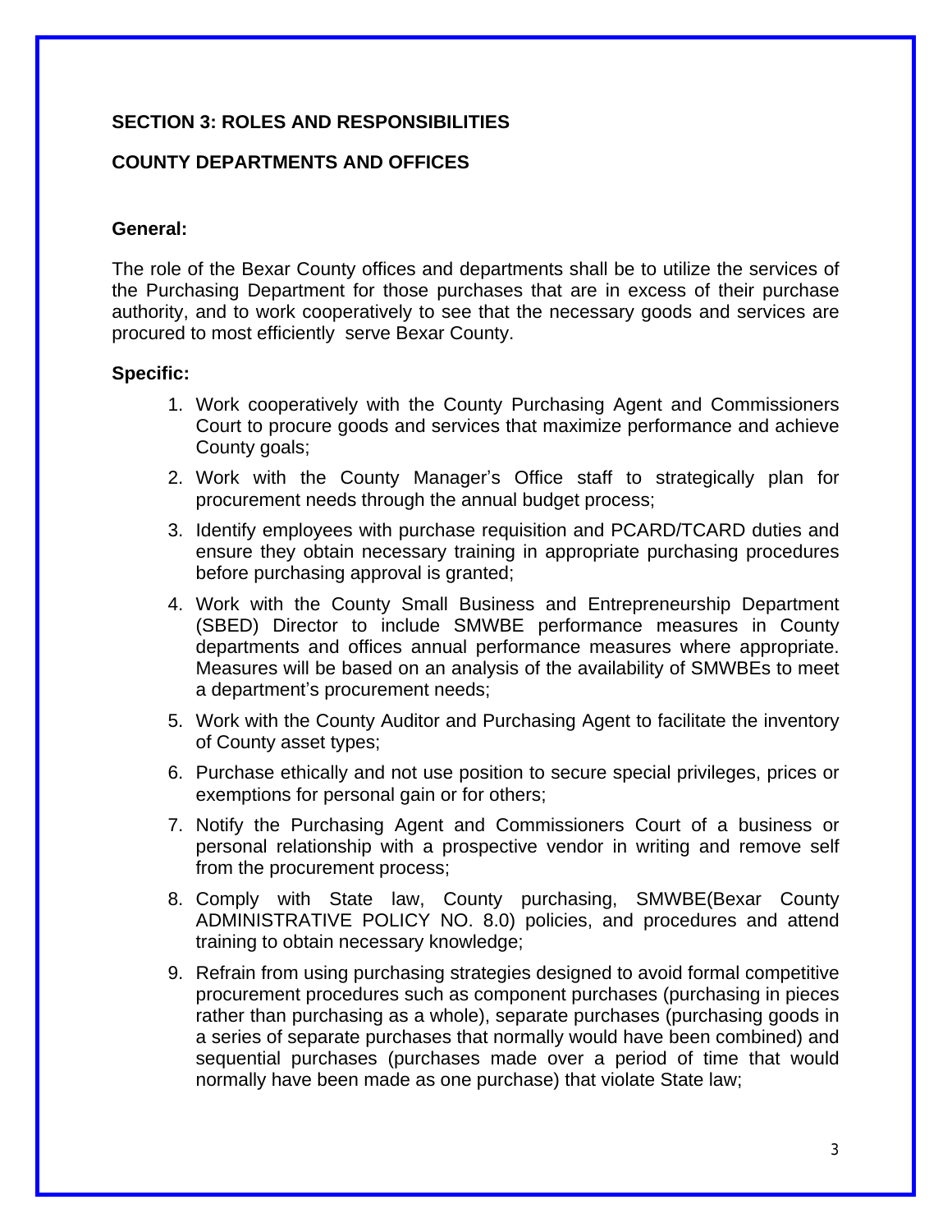## SECTION 3: ROLES AND RESPONSIBILITIES

## COUNTY DEPARTMENTS AND OFFICES

**General:**

The role of the Bexar County offices and departments shall be to utilize the services of the Purchasing Department for those purchases that are in excess of their purchase authority, and to work cooperatively to see that the necessary goods and services are procured to most efficiently serve Bexar County.

**Specific:**

1. Work cooperatively with the County Purchasing Agent and Commissioners Court to procure goods and services that maximize performance and achieve County goals;
2. Work with the County Manager's Office staff to strategically plan for procurement needs through the annual budget process;
3. Identify employees with purchase requisition and PCARD/TCARD duties and ensure they obtain necessary training in appropriate purchasing procedures before purchasing approval is granted;
4. Work with the County Small Business and Entrepreneurship Department (SBED) Director to include SMWBE performance measures in County departments and offices annual performance measures where appropriate. Measures will be based on an analysis of the availability of SMWBEs to meet a department's procurement needs;
5. Work with the County Auditor and Purchasing Agent to facilitate the inventory of County asset types;
6. Purchase ethically and not use position to secure special privileges, prices or exemptions for personal gain or for others;
7. Notify the Purchasing Agent and Commissioners Court of a business or personal relationship with a prospective vendor in writing and remove self from the procurement process;
8. Comply with State law, County purchasing, SMWBE(Bexar County ADMINISTRATIVE POLICY NO. 8.0) policies, and procedures and attend training to obtain necessary knowledge;
9. Refrain from using purchasing strategies designed to avoid formal competitive procurement procedures such as component purchases (purchasing in pieces rather than purchasing as a whole), separate purchases (purchasing goods in a series of separate purchases that normally would have been combined) and sequential purchases (purchases made over a period of time that would normally have been made as one purchase) that violate State law;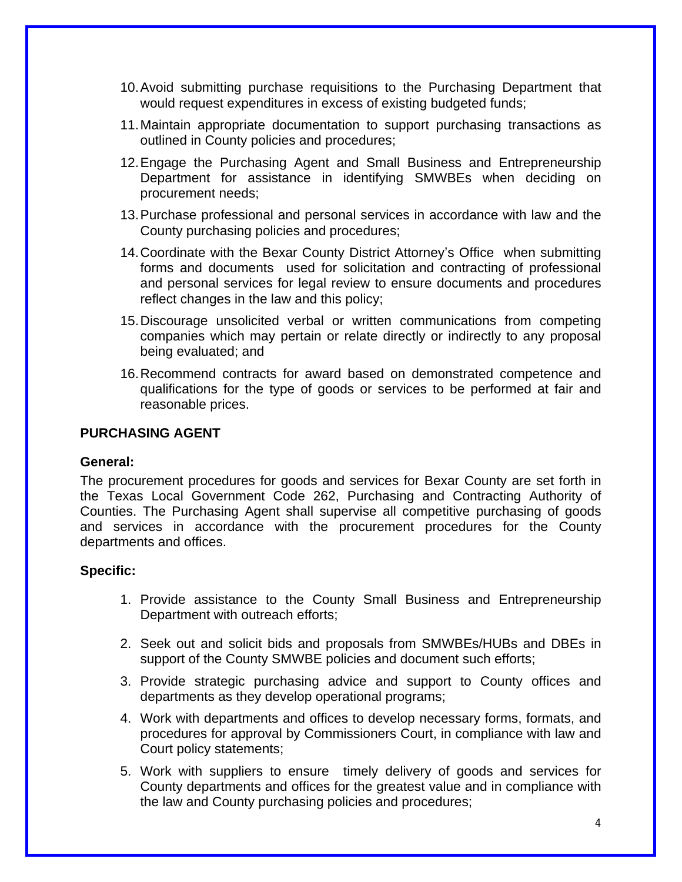10. Avoid submitting purchase requisitions to the Purchasing Department that would request expenditures in excess of existing budgeted funds;
11. Maintain appropriate documentation to support purchasing transactions as outlined in County policies and procedures;
12. Engage the Purchasing Agent and Small Business and Entrepreneurship Department for assistance in identifying SMWBEs when deciding on procurement needs;
13. Purchase professional and personal services in accordance with law and the County purchasing policies and procedures;
14. Coordinate with the Bexar County District Attorney's Office when submitting forms and documents used for solicitation and contracting of professional and personal services for legal review to ensure documents and procedures reflect changes in the law and this policy;
15. Discourage unsolicited verbal or written communications from competing companies which may pertain or relate directly or indirectly to any proposal being evaluated; and
16. Recommend contracts for award based on demonstrated competence and qualifications for the type of goods or services to be performed at fair and reasonable prices.

## PURCHASING AGENT

**General:**

The procurement procedures for goods and services for Bexar County are set forth in the Texas Local Government Code 262, Purchasing and Contracting Authority of Counties. The Purchasing Agent shall supervise all competitive purchasing of goods and services in accordance with the procurement procedures for the County departments and offices.

**Specific:**

1. Provide assistance to the County Small Business and Entrepreneurship Department with outreach efforts;
2. Seek out and solicit bids and proposals from SMWBEs/HUBs and DBEs in support of the County SMWBE policies and document such efforts;
3. Provide strategic purchasing advice and support to County offices and departments as they develop operational programs;
4. Work with departments and offices to develop necessary forms, formats, and procedures for approval by Commissioners Court, in compliance with law and Court policy statements;
5. Work with suppliers to ensure timely delivery of goods and services for County departments and offices for the greatest value and in compliance with the law and County purchasing policies and procedures;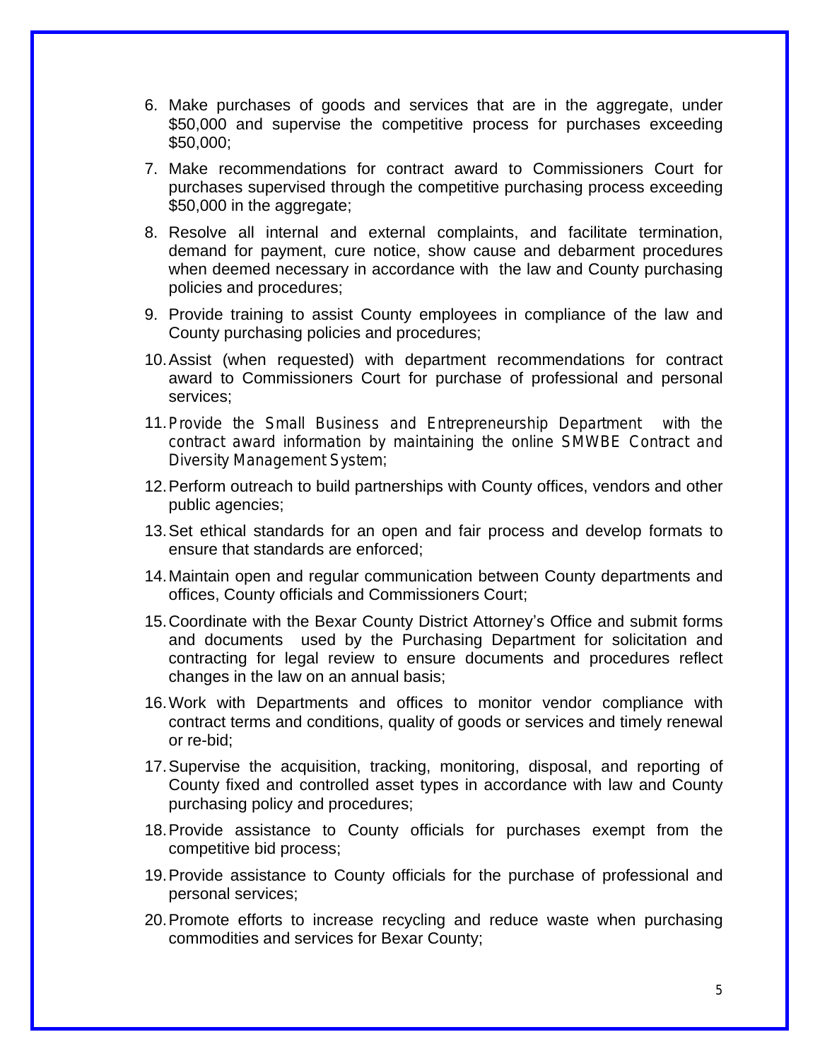6. Make purchases of goods and services that are in the aggregate, under $50,000 and supervise the competitive process for purchases exceeding $50,000;
7. Make recommendations for contract award to Commissioners Court for purchases supervised through the competitive purchasing process exceeding $50,000 in the aggregate;
8. Resolve all internal and external complaints, and facilitate termination, demand for payment, cure notice, show cause and debarment procedures when deemed necessary in accordance with the law and County purchasing policies and procedures;
9. Provide training to assist County employees in compliance of the law and County purchasing policies and procedures;
10. Assist (when requested) with department recommendations for contract award to Commissioners Court for purchase of professional and personal services;
11. Provide the Small Business and Entrepreneurship Department with the contract award information by maintaining the online SMWBE Contract and Diversity Management System;
12. Perform outreach to build partnerships with County offices, vendors and other public agencies;
13. Set ethical standards for an open and fair process and develop formats to ensure that standards are enforced;
14. Maintain open and regular communication between County departments and offices, County officials and Commissioners Court;
15. Coordinate with the Bexar County District Attorney's Office and submit forms and documents used by the Purchasing Department for solicitation and contracting for legal review to ensure documents and procedures reflect changes in the law on an annual basis;
16. Work with Departments and offices to monitor vendor compliance with contract terms and conditions, quality of goods or services and timely renewal or re-bid;
17. Supervise the acquisition, tracking, monitoring, disposal, and reporting of County fixed and controlled asset types in accordance with law and County purchasing policy and procedures;
18. Provide assistance to County officials for purchases exempt from the competitive bid process;
19. Provide assistance to County officials for the purchase of professional and personal services;
20. Promote efforts to increase recycling and reduce waste when purchasing commodities and services for Bexar County;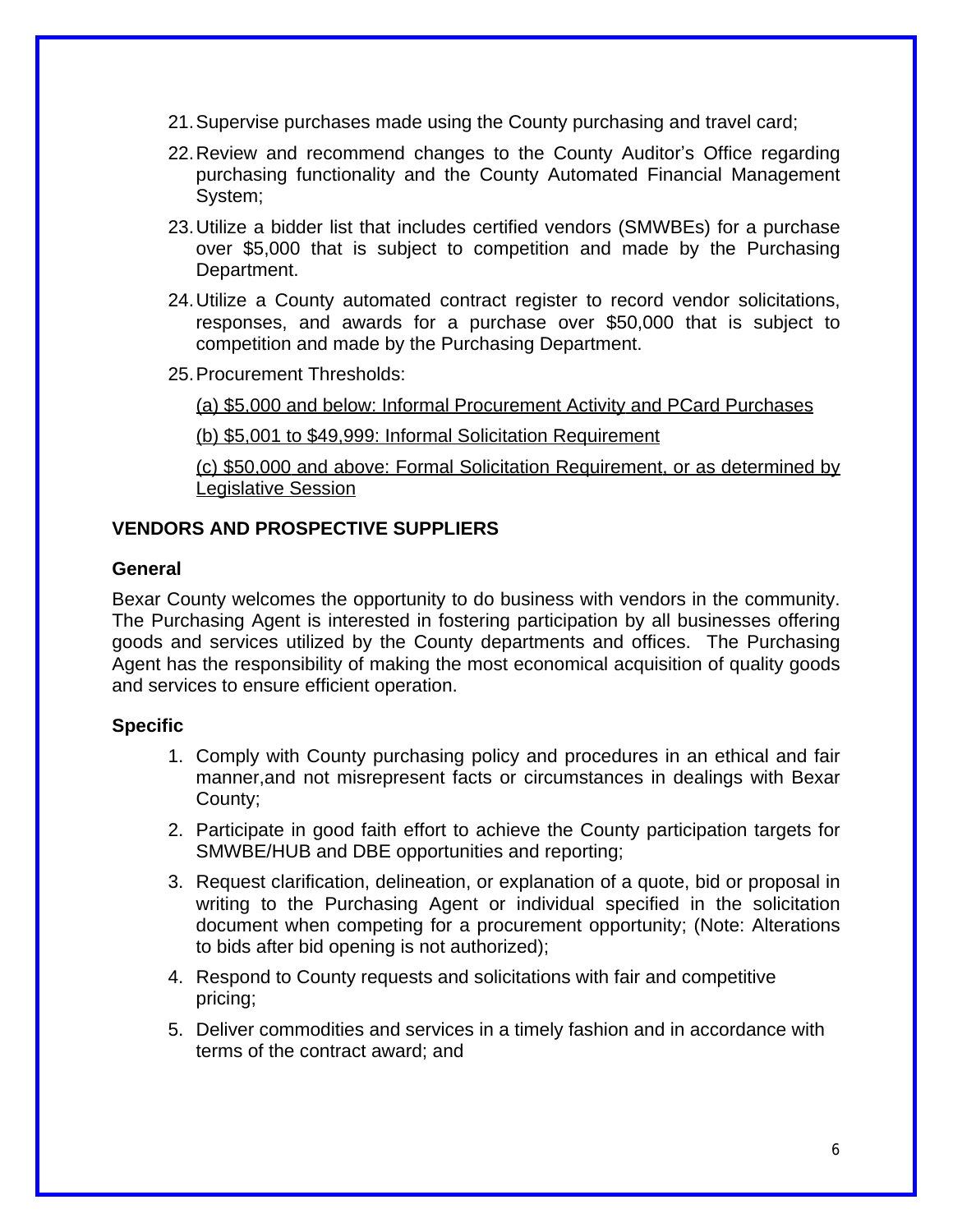21. Supervise purchases made using the County purchasing and travel card;

22. Review and recommend changes to the County Auditor's Office regarding purchasing functionality and the County Automated Financial Management System;

23. Utilize a bidder list that includes certified vendors (SMWBEs) for a purchase over $5,000 that is subject to competition and made by the Purchasing Department.

24. Utilize a County automated contract register to record vendor solicitations, responses, and awards for a purchase over $50,000 that is subject to competition and made by the Purchasing Department.

25. Procurement Thresholds:

    <u>(a) $5,000 and below: Informal Procurement Activity and PCard Purchases</u>

    <u>(b) $5,001 to $49,999: Informal Solicitation Requirement</u>

    <u>(c) $50,000 and above: Formal Solicitation Requirement, or as determined by Legislative Session</u>

**VENDORS AND PROSPECTIVE SUPPLIERS**

**General**

Bexar County welcomes the opportunity to do business with vendors in the community. The Purchasing Agent is interested in fostering participation by all businesses offering goods and services utilized by the County departments and offices. The Purchasing Agent has the responsibility of making the most economical acquisition of quality goods and services to ensure efficient operation.

**Specific**

1. Comply with County purchasing policy and procedures in an ethical and fair manner,and not misrepresent facts or circumstances in dealings with Bexar County;

2. Participate in good faith effort to achieve the County participation targets for SMWBE/HUB and DBE opportunities and reporting;

3. Request clarification, delineation, or explanation of a quote, bid or proposal in writing to the Purchasing Agent or individual specified in the solicitation document when competing for a procurement opportunity; (Note: Alterations to bids after bid opening is not authorized);

4. Respond to County requests and solicitations with fair and competitive pricing;

5. Deliver commodities and services in a timely fashion and in accordance with terms of the contract award; and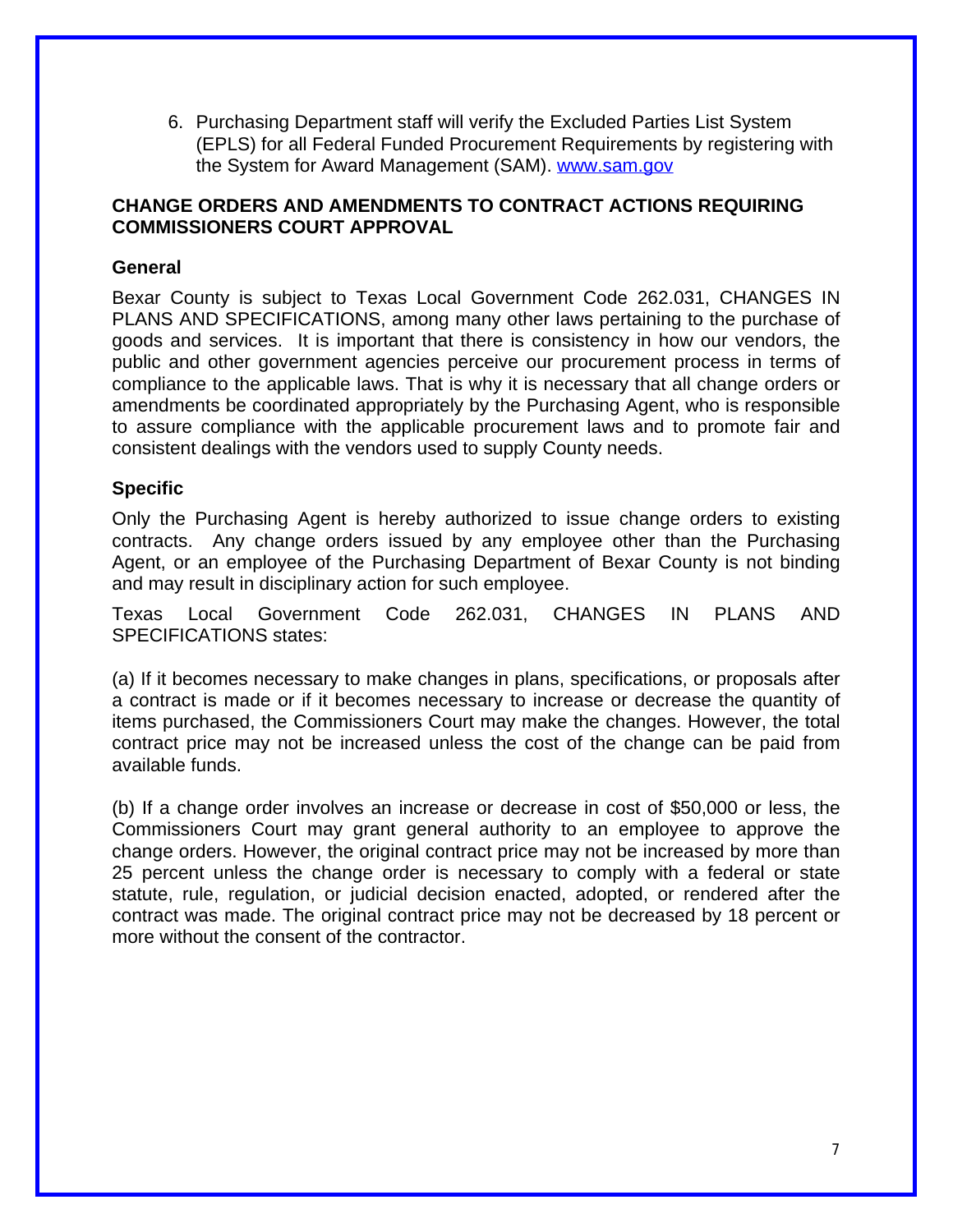6. Purchasing Department staff will verify the Excluded Parties List System (EPLS) for all Federal Funded Procurement Requirements by registering with the System for Award Management (SAM). [www.sam.gov](http://www.sam.gov)

**CHANGE ORDERS AND AMENDMENTS TO CONTRACT ACTIONS REQUIRING COMMISSIONERS COURT APPROVAL**

**General**

Bexar County is subject to Texas Local Government Code 262.031, CHANGES IN PLANS AND SPECIFICATIONS, among many other laws pertaining to the purchase of goods and services. It is important that there is consistency in how our vendors, the public and other government agencies perceive our procurement process in terms of compliance to the applicable laws. That is why it is necessary that all change orders or amendments be coordinated appropriately by the Purchasing Agent, who is responsible to assure compliance with the applicable procurement laws and to promote fair and consistent dealings with the vendors used to supply County needs.

**Specific**

Only the Purchasing Agent is hereby authorized to issue change orders to existing contracts. Any change orders issued by any employee other than the Purchasing Agent, or an employee of the Purchasing Department of Bexar County is not binding and may result in disciplinary action for such employee.

Texas Local Government Code 262.031, CHANGES IN PLANS AND SPECIFICATIONS states:

(a) If it becomes necessary to make changes in plans, specifications, or proposals after a contract is made or if it becomes necessary to increase or decrease the quantity of items purchased, the Commissioners Court may make the changes. However, the total contract price may not be increased unless the cost of the change can be paid from available funds.

(b) If a change order involves an increase or decrease in cost of $50,000 or less, the Commissioners Court may grant general authority to an employee to approve the change orders. However, the original contract price may not be increased by more than 25 percent unless the change order is necessary to comply with a federal or state statute, rule, regulation, or judicial decision enacted, adopted, or rendered after the contract was made. The original contract price may not be decreased by 18 percent or more without the consent of the contractor.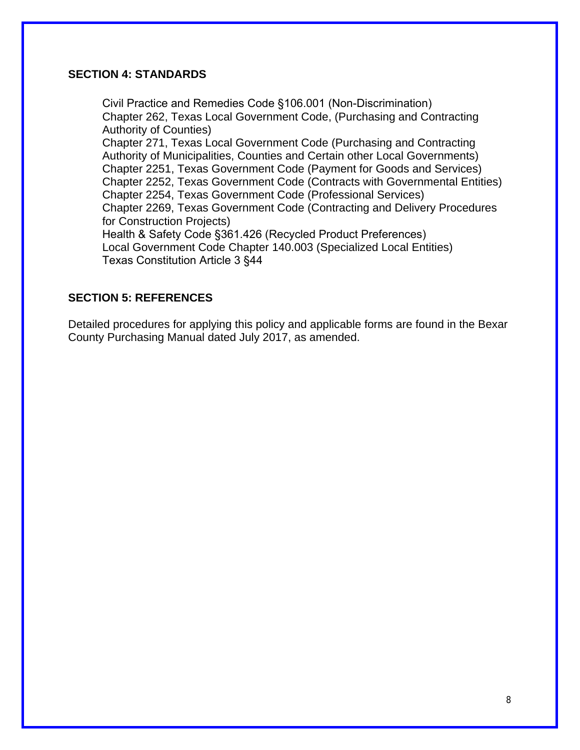## SECTION 4: STANDARDS

Civil Practice and Remedies Code §106.001 (Non-Discrimination)
Chapter 262, Texas Local Government Code, (Purchasing and Contracting Authority of Counties)
Chapter 271, Texas Local Government Code (Purchasing and Contracting Authority of Municipalities, Counties and Certain other Local Governments)
Chapter 2251, Texas Government Code (Payment for Goods and Services)
Chapter 2252, Texas Government Code (Contracts with Governmental Entities)
Chapter 2254, Texas Government Code (Professional Services)
Chapter 2269, Texas Government Code (Contracting and Delivery Procedures for Construction Projects)
Health & Safety Code §361.426 (Recycled Product Preferences)
Local Government Code Chapter 140.003 (Specialized Local Entities)
Texas Constitution Article 3 §44

## SECTION 5: REFERENCES

Detailed procedures for applying this policy and applicable forms are found in the Bexar County Purchasing Manual dated July 2017, as amended.